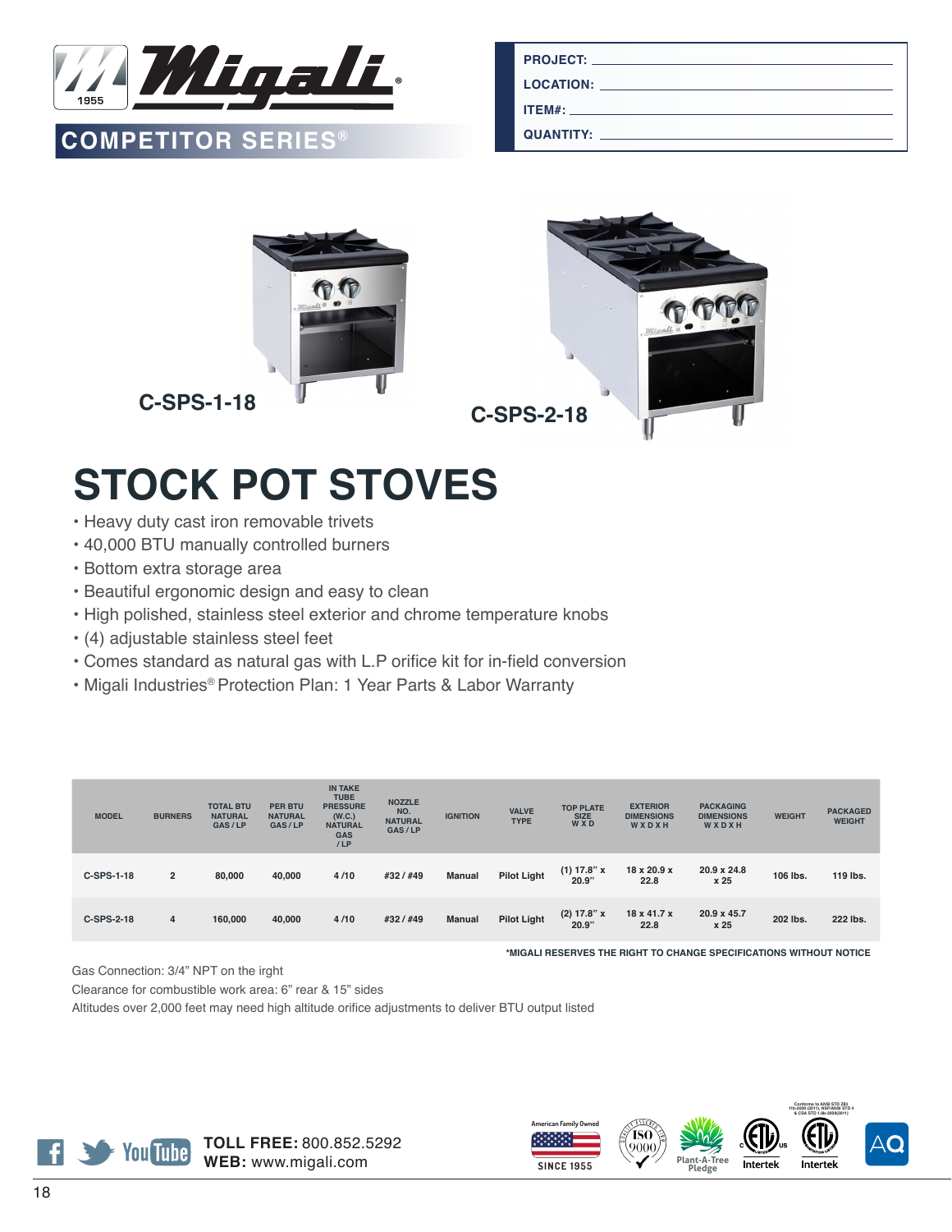# Migali®

## COMPETITOR SERIES®

PROJECT: ______________________

LOCATION: ______________________

ITEM#: ______________________

QUANTITY: ______________________

C-SPS-1-18

C-SPS-2-18

# STOCK POT STOVES

- Heavy duty cast iron removable trivets
- 40,000 BTU manually controlled burners
- Bottom extra storage area
- Beautiful ergonomic design and easy to clean
- High polished, stainless steel exterior and chrome temperature knobs
- (4) adjustable stainless steel feet
- Comes standard as natural gas with L.P orifice kit for in-field conversion
- Migali Industries® Protection Plan: 1 Year Parts & Labor Warranty

| MODEL | BURNERS | TOTAL BTU NATURAL GAS / LP | PER BTU NATURAL GAS / LP | IN TAKE TUBE PRESSURE (W.C.) NATURAL GAS / LP | NOZZLE NO. NATURAL GAS / LP | IGNITION | VALVE TYPE | TOP PLATE SIZE W X D | EXTERIOR DIMENSIONS W X D X H | PACKAGING DIMENSIONS W X D X H | WEIGHT | PACKAGED WEIGHT |
|---|---|---|---|---|---|---|---|---|---|---|---|---|
| C-SPS-1-18 | 2 | 80,000 | 40,000 | 4 /10 | #32 / #49 | Manual | Pilot Light | (1) 17.8" x 20.9" | 18 x 20.9 x 22.8 | 20.9 x 24.8 x 25 | 106 lbs. | 119 lbs. |
| C-SPS-2-18 | 4 | 160,000 | 40,000 | 4 /10 | #32 / #49 | Manual | Pilot Light | (2) 17.8" x 20.9" | 18 x 41.7 x 22.8 | 20.9 x 45.7 x 25 | 202 lbs. | 222 lbs. |

*MIGALI RESERVES THE RIGHT TO CHANGE SPECIFICATIONS WITHOUT NOTICE

Gas Connection: 3/4" NPT on the irght

Clearance for combustible work area: 6" rear & 15" sides

Altitudes over 2,000 feet may need high altitude orifice adjustments to deliver BTU output listed

**TOLL FREE:** 800.852.5292

**WEB:** www.migali.com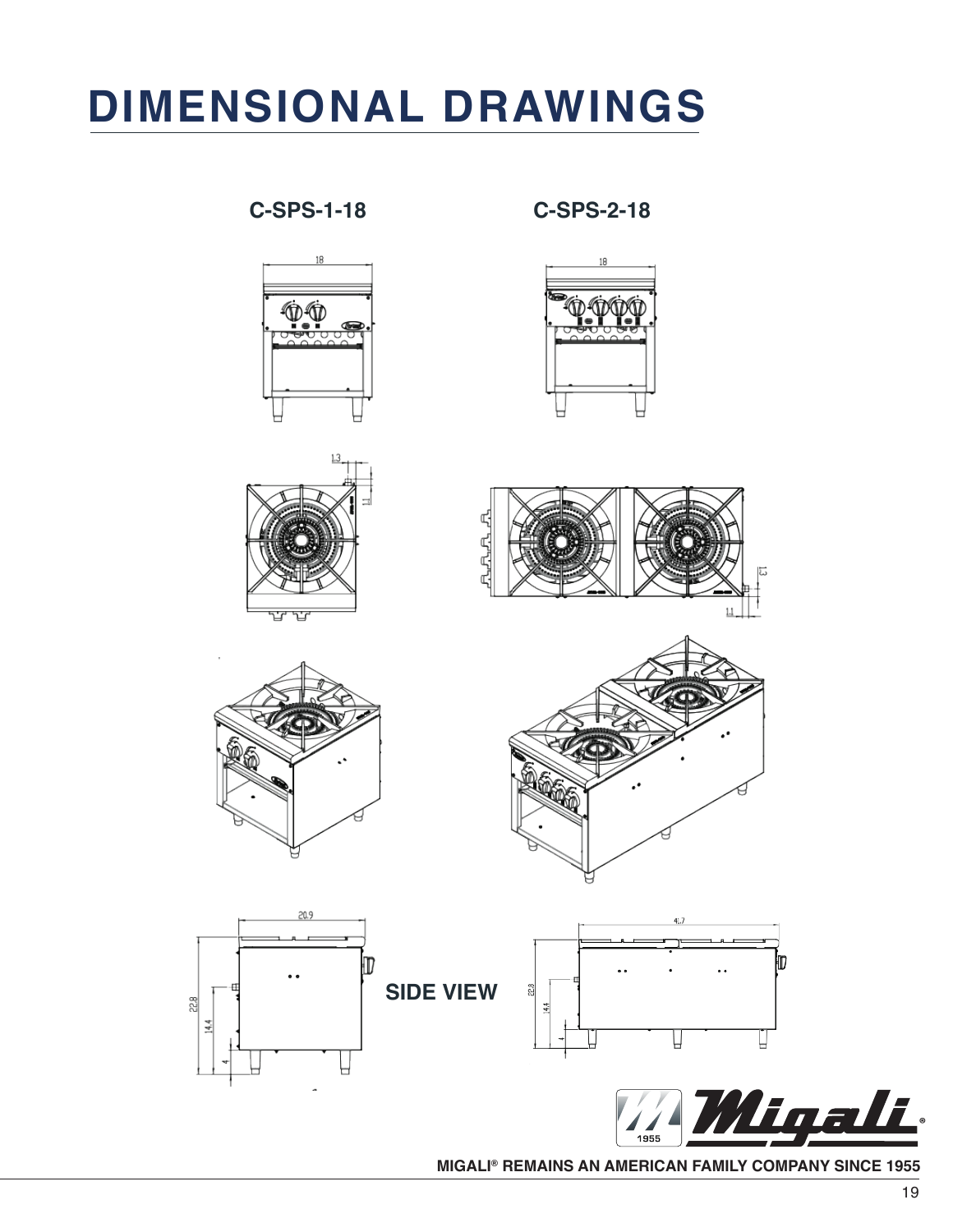# DIMENSIONAL DRAWINGS

**C-SPS-1-18**

**C-SPS-2-18**

18

18

1.3

1.1

1.3

1.1

20.9

41.7

**SIDE VIEW**

22.8

14.4

4

22.8

14.4

4

**MIGALI® REMAINS AN AMERICAN FAMILY COMPANY SINCE 1955**